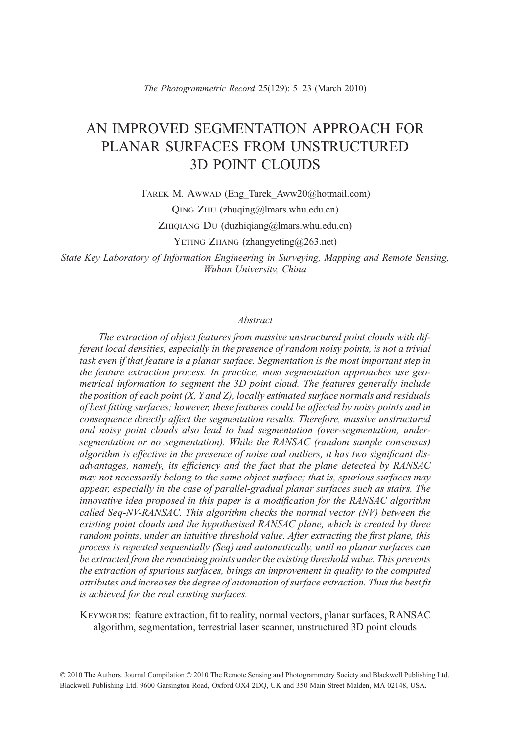# AN IMPROVED SEGMENTATION APPROACH FOR PLANAR SURFACES FROM UNSTRUCTURED 3D POINT CLOUDS

Tarek M. Awwad (Eng_Tarek_Aww20@hotmail.com)

Qing Zhu (zhuqing@lmars.whu.edu.cn)

Zhiqiang Du (duzhiqiang@lmars.whu.edu.cn)

Yeting Zhang (zhangyeting@263.net)

*State Key Laboratory of Information Engineering in Surveying, Mapping and Remote Sensing, Wuhan University, China*

## Abstract

*The extraction of object features from massive unstructured point clouds with different local densities, especially in the presence of random noisy points, is not a trivial task even if that feature is a planar surface. Segmentation is the most important step in the feature extraction process. In practice, most segmentation approaches use geometrical information to segment the 3D point cloud. The features generally include the position of each point (X, Y and Z), locally estimated surface normals and residuals of best fitting surfaces; however, these features could be affected by noisy points and in consequence directly affect the segmentation results. Therefore, massive unstructured and noisy point clouds also lead to bad segmentation (over-segmentation, under-segmentation or no segmentation). While the RANSAC (random sample consensus) algorithm is effective in the presence of noise and outliers, it has two significant disadvantages, namely, its efficiency and the fact that the plane detected by RANSAC may not necessarily belong to the same object surface; that is, spurious surfaces may appear, especially in the case of parallel-gradual planar surfaces such as stairs. The innovative idea proposed in this paper is a modification for the RANSAC algorithm called Seq-NV-RANSAC. This algorithm checks the normal vector (NV) between the existing point clouds and the hypothesised RANSAC plane, which is created by three random points, under an intuitive threshold value. After extracting the first plane, this process is repeated sequentially (Seq) and automatically, until no planar surfaces can be extracted from the remaining points under the existing threshold value. This prevents the extraction of spurious surfaces, brings an improvement in quality to the computed attributes and increases the degree of automation of surface extraction. Thus the best fit is achieved for the real existing surfaces.*

Keywords: feature extraction, fit to reality, normal vectors, planar surfaces, RANSAC algorithm, segmentation, terrestrial laser scanner, unstructured 3D point clouds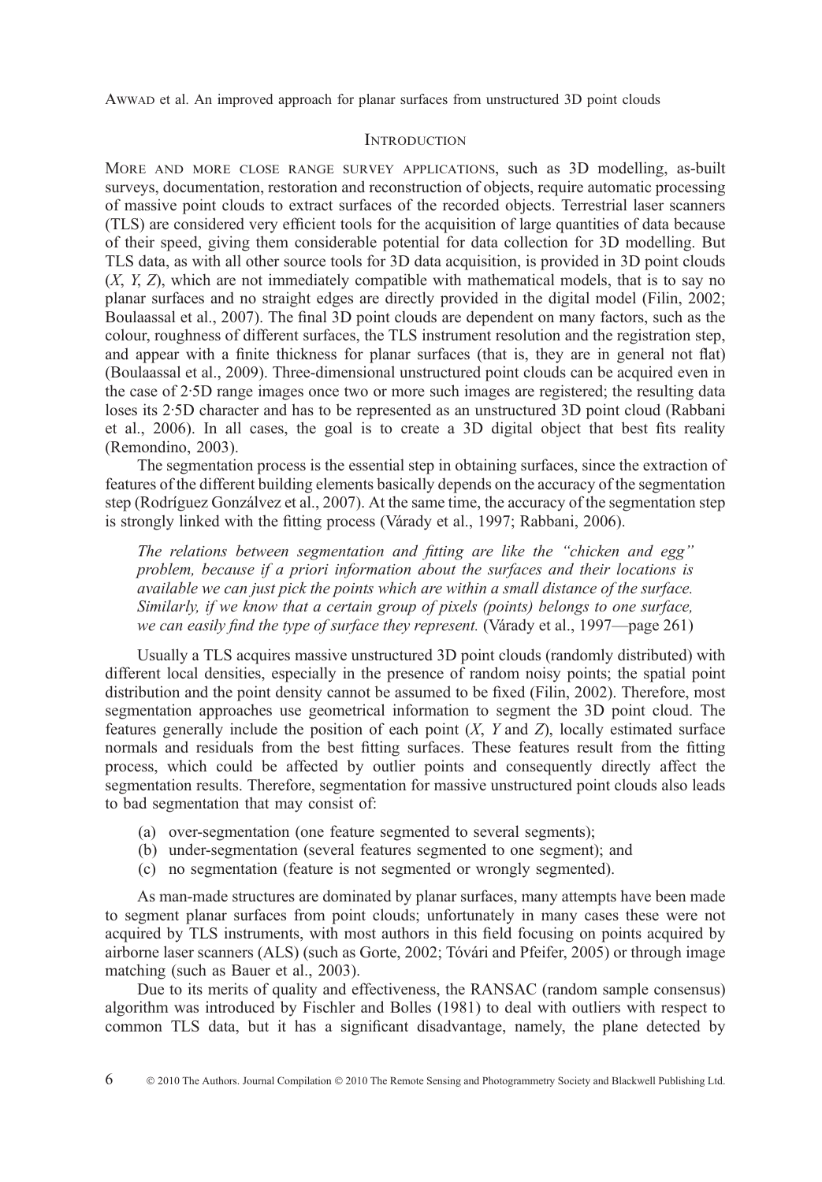## Introduction

More and more close range survey applications, such as 3D modelling, as-built surveys, documentation, restoration and reconstruction of objects, require automatic processing of massive point clouds to extract surfaces of the recorded objects. Terrestrial laser scanners (TLS) are considered very efficient tools for the acquisition of large quantities of data because of their speed, giving them considerable potential for data collection for 3D modelling. But TLS data, as with all other source tools for 3D data acquisition, is provided in 3D point clouds (*X*, *Y*, *Z*), which are not immediately compatible with mathematical models, that is to say no planar surfaces and no straight edges are directly provided in the digital model (Filin, 2002; Boulaassal et al., 2007). The final 3D point clouds are dependent on many factors, such as the colour, roughness of different surfaces, the TLS instrument resolution and the registration step, and appear with a finite thickness for planar surfaces (that is, they are in general not flat) (Boulaassal et al., 2009). Three-dimensional unstructured point clouds can be acquired even in the case of 2·5D range images once two or more such images are registered; the resulting data loses its 2·5D character and has to be represented as an unstructured 3D point cloud (Rabbani et al., 2006). In all cases, the goal is to create a 3D digital object that best fits reality (Remondino, 2003).

The segmentation process is the essential step in obtaining surfaces, since the extraction of features of the different building elements basically depends on the accuracy of the segmentation step (Rodríguez Gonzálvez et al., 2007). At the same time, the accuracy of the segmentation step is strongly linked with the fitting process (Várady et al., 1997; Rabbani, 2006).

> *The relations between segmentation and fitting are like the "chicken and egg" problem, because if a priori information about the surfaces and their locations is available we can just pick the points which are within a small distance of the surface. Similarly, if we know that a certain group of pixels (points) belongs to one surface, we can easily find the type of surface they represent.* (Várady et al., 1997—page 261)

Usually a TLS acquires massive unstructured 3D point clouds (randomly distributed) with different local densities, especially in the presence of random noisy points; the spatial point distribution and the point density cannot be assumed to be fixed (Filin, 2002). Therefore, most segmentation approaches use geometrical information to segment the 3D point cloud. The features generally include the position of each point (*X*, *Y* and *Z*), locally estimated surface normals and residuals from the best fitting surfaces. These features result from the fitting process, which could be affected by outlier points and consequently directly affect the segmentation results. Therefore, segmentation for massive unstructured point clouds also leads to bad segmentation that may consist of:

(a) over-segmentation (one feature segmented to several segments);
(b) under-segmentation (several features segmented to one segment); and
(c) no segmentation (feature is not segmented or wrongly segmented).

As man-made structures are dominated by planar surfaces, many attempts have been made to segment planar surfaces from point clouds; unfortunately in many cases these were not acquired by TLS instruments, with most authors in this field focusing on points acquired by airborne laser scanners (ALS) (such as Gorte, 2002; Tóvári and Pfeifer, 2005) or through image matching (such as Bauer et al., 2003).

Due to its merits of quality and effectiveness, the RANSAC (random sample consensus) algorithm was introduced by Fischler and Bolles (1981) to deal with outliers with respect to common TLS data, but it has a significant disadvantage, namely, the plane detected by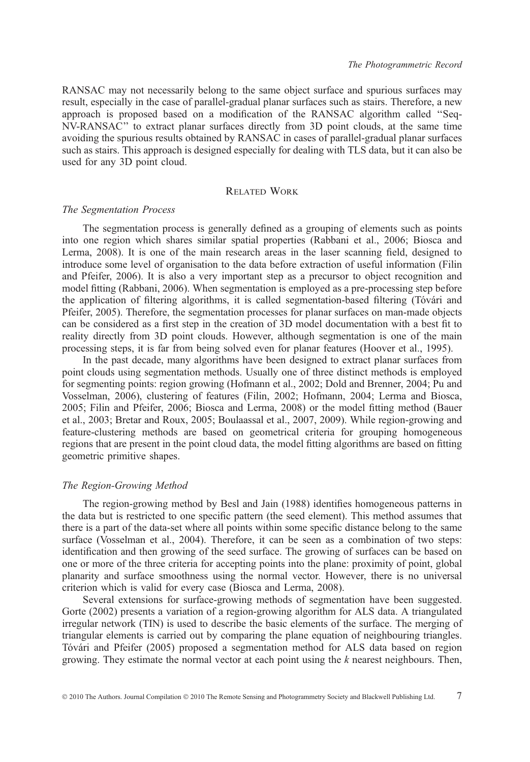RANSAC may not necessarily belong to the same object surface and spurious surfaces may result, especially in the case of parallel-gradual planar surfaces such as stairs. Therefore, a new approach is proposed based on a modification of the RANSAC algorithm called "Seq-NV-RANSAC" to extract planar surfaces directly from 3D point clouds, at the same time avoiding the spurious results obtained by RANSAC in cases of parallel-gradual planar surfaces such as stairs. This approach is designed especially for dealing with TLS data, but it can also be used for any 3D point cloud.

## Related Work

### *The Segmentation Process*

The segmentation process is generally defined as a grouping of elements such as points into one region which shares similar spatial properties (Rabbani et al., 2006; Biosca and Lerma, 2008). It is one of the main research areas in the laser scanning field, designed to introduce some level of organisation to the data before extraction of useful information (Filin and Pfeifer, 2006). It is also a very important step as a precursor to object recognition and model fitting (Rabbani, 2006). When segmentation is employed as a pre-processing step before the application of filtering algorithms, it is called segmentation-based filtering (Tóvári and Pfeifer, 2005). Therefore, the segmentation processes for planar surfaces on man-made objects can be considered as a first step in the creation of 3D model documentation with a best fit to reality directly from 3D point clouds. However, although segmentation is one of the main processing steps, it is far from being solved even for planar features (Hoover et al., 1995).

In the past decade, many algorithms have been designed to extract planar surfaces from point clouds using segmentation methods. Usually one of three distinct methods is employed for segmenting points: region growing (Hofmann et al., 2002; Dold and Brenner, 2004; Pu and Vosselman, 2006), clustering of features (Filin, 2002; Hofmann, 2004; Lerma and Biosca, 2005; Filin and Pfeifer, 2006; Biosca and Lerma, 2008) or the model fitting method (Bauer et al., 2003; Bretar and Roux, 2005; Boulaassal et al., 2007, 2009). While region-growing and feature-clustering methods are based on geometrical criteria for grouping homogeneous regions that are present in the point cloud data, the model fitting algorithms are based on fitting geometric primitive shapes.

### *The Region-Growing Method*

The region-growing method by Besl and Jain (1988) identifies homogeneous patterns in the data but is restricted to one specific pattern (the seed element). This method assumes that there is a part of the data-set where all points within some specific distance belong to the same surface (Vosselman et al., 2004). Therefore, it can be seen as a combination of two steps: identification and then growing of the seed surface. The growing of surfaces can be based on one or more of the three criteria for accepting points into the plane: proximity of point, global planarity and surface smoothness using the normal vector. However, there is no universal criterion which is valid for every case (Biosca and Lerma, 2008).

Several extensions for surface-growing methods of segmentation have been suggested. Gorte (2002) presents a variation of a region-growing algorithm for ALS data. A triangulated irregular network (TIN) is used to describe the basic elements of the surface. The merging of triangular elements is carried out by comparing the plane equation of neighbouring triangles. Tóvári and Pfeifer (2005) proposed a segmentation method for ALS data based on region growing. They estimate the normal vector at each point using the $k$ nearest neighbours. Then,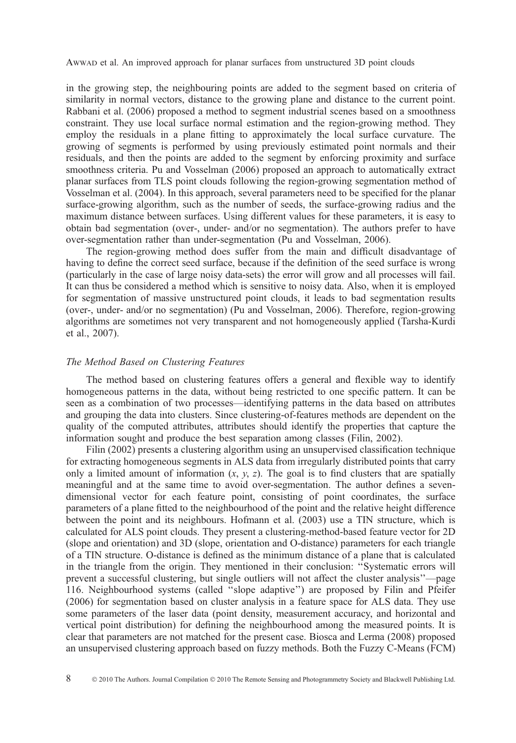in the growing step, the neighbouring points are added to the segment based on criteria of similarity in normal vectors, distance to the growing plane and distance to the current point. Rabbani et al. (2006) proposed a method to segment industrial scenes based on a smoothness constraint. They use local surface normal estimation and the region-growing method. They employ the residuals in a plane fitting to approximately the local surface curvature. The growing of segments is performed by using previously estimated point normals and their residuals, and then the points are added to the segment by enforcing proximity and surface smoothness criteria. Pu and Vosselman (2006) proposed an approach to automatically extract planar surfaces from TLS point clouds following the region-growing segmentation method of Vosselman et al. (2004). In this approach, several parameters need to be specified for the planar surface-growing algorithm, such as the number of seeds, the surface-growing radius and the maximum distance between surfaces. Using different values for these parameters, it is easy to obtain bad segmentation (over-, under- and/or no segmentation). The authors prefer to have over-segmentation rather than under-segmentation (Pu and Vosselman, 2006).

The region-growing method does suffer from the main and difficult disadvantage of having to define the correct seed surface, because if the definition of the seed surface is wrong (particularly in the case of large noisy data-sets) the error will grow and all processes will fail. It can thus be considered a method which is sensitive to noisy data. Also, when it is employed for segmentation of massive unstructured point clouds, it leads to bad segmentation results (over-, under- and/or no segmentation) (Pu and Vosselman, 2006). Therefore, region-growing algorithms are sometimes not very transparent and not homogeneously applied (Tarsha-Kurdi et al., 2007).

### *The Method Based on Clustering Features*

The method based on clustering features offers a general and flexible way to identify homogeneous patterns in the data, without being restricted to one specific pattern. It can be seen as a combination of two processes—identifying patterns in the data based on attributes and grouping the data into clusters. Since clustering-of-features methods are dependent on the quality of the computed attributes, attributes should identify the properties that capture the information sought and produce the best separation among classes (Filin, 2002).

Filin (2002) presents a clustering algorithm using an unsupervised classification technique for extracting homogeneous segments in ALS data from irregularly distributed points that carry only a limited amount of information ($x$, $y$, $z$). The goal is to find clusters that are spatially meaningful and at the same time to avoid over-segmentation. The author defines a seven-dimensional vector for each feature point, consisting of point coordinates, the surface parameters of a plane fitted to the neighbourhood of the point and the relative height difference between the point and its neighbours. Hofmann et al. (2003) use a TIN structure, which is calculated for ALS point clouds. They present a clustering-method-based feature vector for 2D (slope and orientation) and 3D (slope, orientation and O-distance) parameters for each triangle of a TIN structure. O-distance is defined as the minimum distance of a plane that is calculated in the triangle from the origin. They mentioned in their conclusion: ''Systematic errors will prevent a successful clustering, but single outliers will not affect the cluster analysis''—page 116. Neighbourhood systems (called ''slope adaptive'') are proposed by Filin and Pfeifer (2006) for segmentation based on cluster analysis in a feature space for ALS data. They use some parameters of the laser data (point density, measurement accuracy, and horizontal and vertical point distribution) for defining the neighbourhood among the measured points. It is clear that parameters are not matched for the present case. Biosca and Lerma (2008) proposed an unsupervised clustering approach based on fuzzy methods. Both the Fuzzy C-Means (FCM)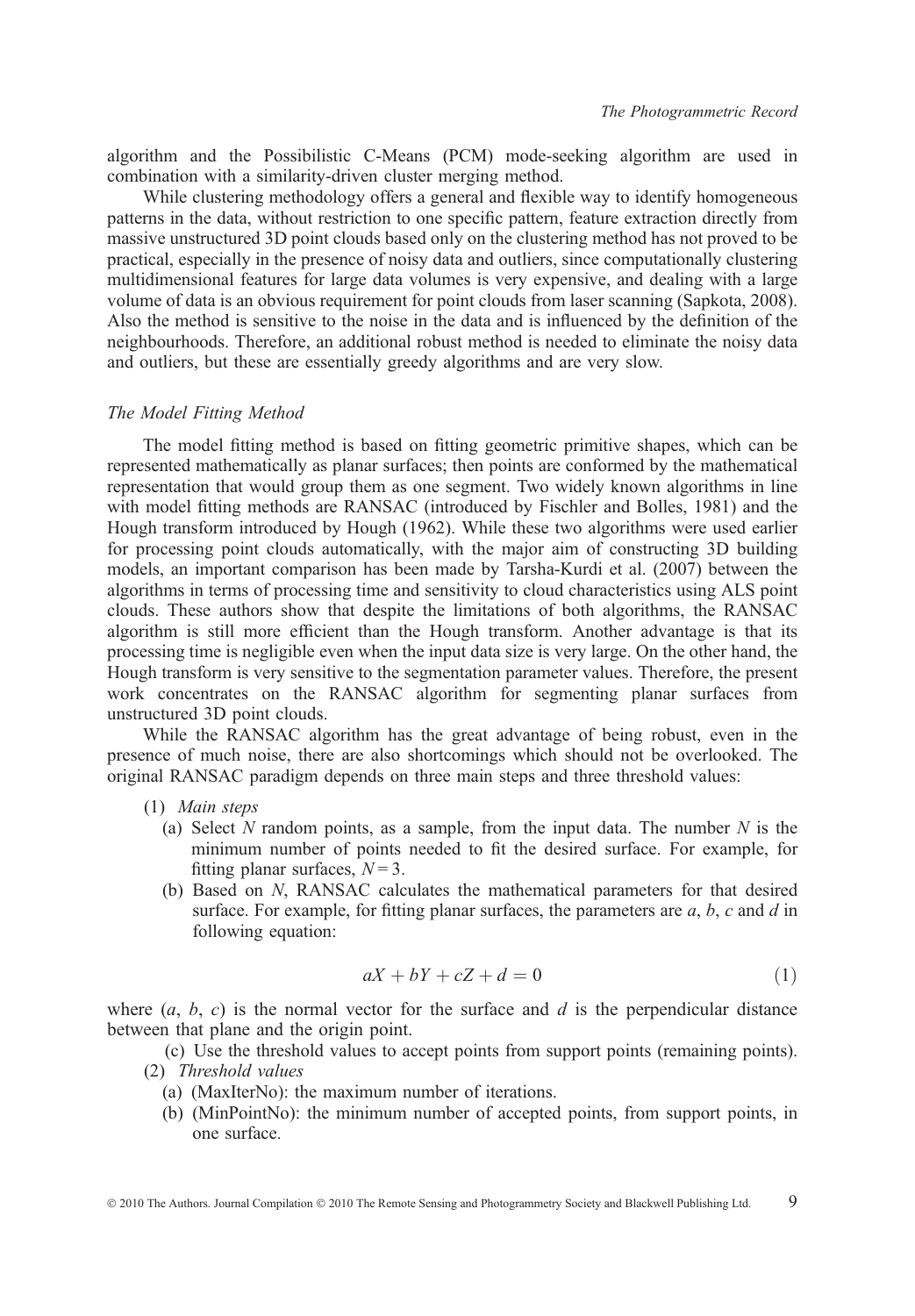algorithm and the Possibilistic C-Means (PCM) mode-seeking algorithm are used in combination with a similarity-driven cluster merging method.

While clustering methodology offers a general and flexible way to identify homogeneous patterns in the data, without restriction to one specific pattern, feature extraction directly from massive unstructured 3D point clouds based only on the clustering method has not proved to be practical, especially in the presence of noisy data and outliers, since computationally clustering multidimensional features for large data volumes is very expensive, and dealing with a large volume of data is an obvious requirement for point clouds from laser scanning (Sapkota, 2008). Also the method is sensitive to the noise in the data and is influenced by the definition of the neighbourhoods. Therefore, an additional robust method is needed to eliminate the noisy data and outliers, but these are essentially greedy algorithms and are very slow.

### *The Model Fitting Method*

The model fitting method is based on fitting geometric primitive shapes, which can be represented mathematically as planar surfaces; then points are conformed by the mathematical representation that would group them as one segment. Two widely known algorithms in line with model fitting methods are RANSAC (introduced by Fischler and Bolles, 1981) and the Hough transform introduced by Hough (1962). While these two algorithms were used earlier for processing point clouds automatically, with the major aim of constructing 3D building models, an important comparison has been made by Tarsha-Kurdi et al. (2007) between the algorithms in terms of processing time and sensitivity to cloud characteristics using ALS point clouds. These authors show that despite the limitations of both algorithms, the RANSAC algorithm is still more efficient than the Hough transform. Another advantage is that its processing time is negligible even when the input data size is very large. On the other hand, the Hough transform is very sensitive to the segmentation parameter values. Therefore, the present work concentrates on the RANSAC algorithm for segmenting planar surfaces from unstructured 3D point clouds.

While the RANSAC algorithm has the great advantage of being robust, even in the presence of much noise, there are also shortcomings which should not be overlooked. The original RANSAC paradigm depends on three main steps and three threshold values:

(1) *Main steps*
   (a) Select $N$ random points, as a sample, from the input data. The number $N$ is the minimum number of points needed to fit the desired surface. For example, for fitting planar surfaces, $N = 3$.
   (b) Based on $N$, RANSAC calculates the mathematical parameters for that desired surface. For example, for fitting planar surfaces, the parameters are $a$, $b$, $c$ and $d$ in following equation:

$$aX + bY + cZ + d = 0 \tag{1}$$

where $(a, b, c)$ is the normal vector for the surface and $d$ is the perpendicular distance between that plane and the origin point.

   (c) Use the threshold values to accept points from support points (remaining points).

(2) *Threshold values*
   (a) (MaxIterNo): the maximum number of iterations.
   (b) (MinPointNo): the minimum number of accepted points, from support points, in one surface.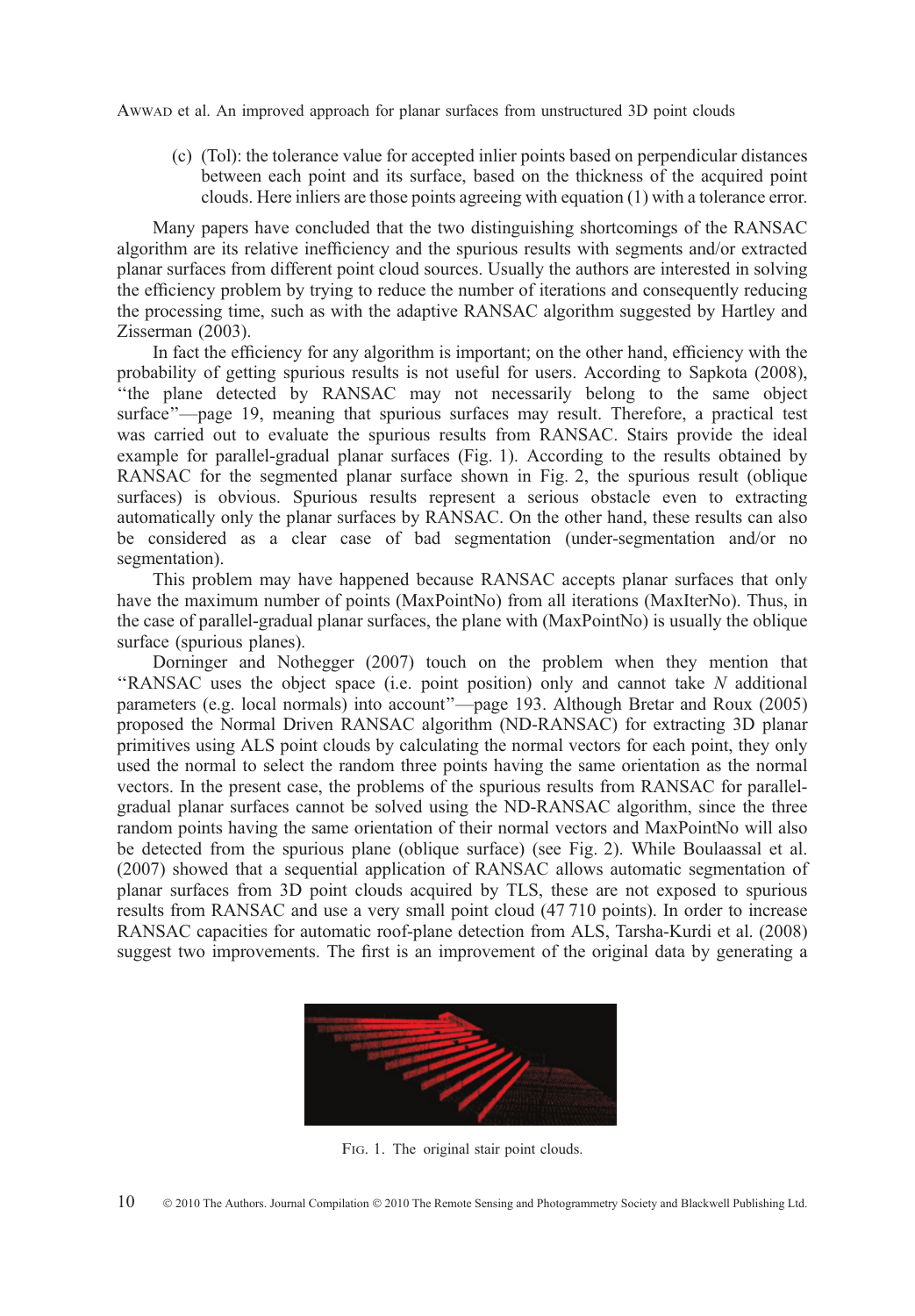(c) (Tol): the tolerance value for accepted inlier points based on perpendicular distances between each point and its surface, based on the thickness of the acquired point clouds. Here inliers are those points agreeing with equation (1) with a tolerance error.

Many papers have concluded that the two distinguishing shortcomings of the RANSAC algorithm are its relative inefficiency and the spurious results with segments and/or extracted planar surfaces from different point cloud sources. Usually the authors are interested in solving the efficiency problem by trying to reduce the number of iterations and consequently reducing the processing time, such as with the adaptive RANSAC algorithm suggested by Hartley and Zisserman (2003).

In fact the efficiency for any algorithm is important; on the other hand, efficiency with the probability of getting spurious results is not useful for users. According to Sapkota (2008), "the plane detected by RANSAC may not necessarily belong to the same object surface"—page 19, meaning that spurious surfaces may result. Therefore, a practical test was carried out to evaluate the spurious results from RANSAC. Stairs provide the ideal example for parallel-gradual planar surfaces (Fig. 1). According to the results obtained by RANSAC for the segmented planar surface shown in Fig. 2, the spurious result (oblique surfaces) is obvious. Spurious results represent a serious obstacle even to extracting automatically only the planar surfaces by RANSAC. On the other hand, these results can also be considered as a clear case of bad segmentation (under-segmentation and/or no segmentation).

This problem may have happened because RANSAC accepts planar surfaces that only have the maximum number of points (MaxPointNo) from all iterations (MaxIterNo). Thus, in the case of parallel-gradual planar surfaces, the plane with (MaxPointNo) is usually the oblique surface (spurious planes).

Dorninger and Nothegger (2007) touch on the problem when they mention that "RANSAC uses the object space (i.e. point position) only and cannot take $N$ additional parameters (e.g. local normals) into account"—page 193. Although Bretar and Roux (2005) proposed the Normal Driven RANSAC algorithm (ND-RANSAC) for extracting 3D planar primitives using ALS point clouds by calculating the normal vectors for each point, they only used the normal to select the random three points having the same orientation as the normal vectors. In the present case, the problems of the spurious results from RANSAC for parallel-gradual planar surfaces cannot be solved using the ND-RANSAC algorithm, since the three random points having the same orientation of their normal vectors and MaxPointNo will also be detected from the spurious plane (oblique surface) (see Fig. 2). While Boulaassal et al. (2007) showed that a sequential application of RANSAC allows automatic segmentation of planar surfaces from 3D point clouds acquired by TLS, these are not exposed to spurious results from RANSAC and use a very small point cloud (47 710 points). In order to increase RANSAC capacities for automatic roof-plane detection from ALS, Tarsha-Kurdi et al. (2008) suggest two improvements. The first is an improvement of the original data by generating a

Fig. 1. The original stair point clouds.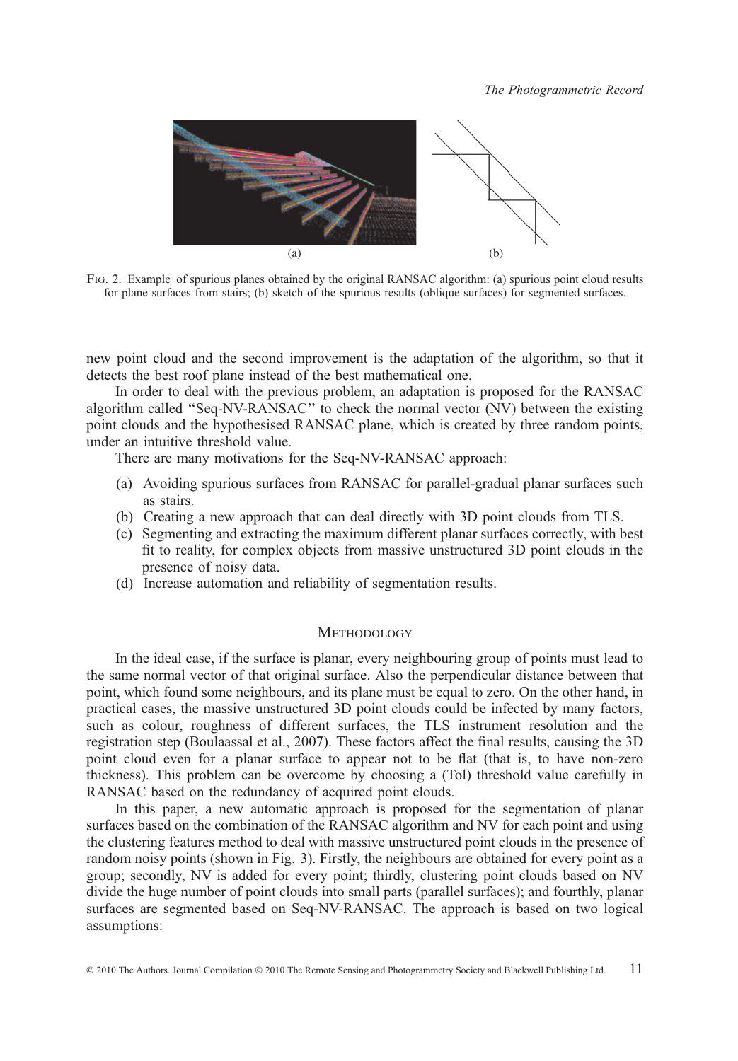(a)

(b)

FIG. 2. Example of spurious planes obtained by the original RANSAC algorithm: (a) spurious point cloud results for plane surfaces from stairs; (b) sketch of the spurious results (oblique surfaces) for segmented surfaces.

new point cloud and the second improvement is the adaptation of the algorithm, so that it detects the best roof plane instead of the best mathematical one.

In order to deal with the previous problem, an adaptation is proposed for the RANSAC algorithm called "Seq-NV-RANSAC" to check the normal vector (NV) between the existing point clouds and the hypothesised RANSAC plane, which is created by three random points, under an intuitive threshold value.

There are many motivations for the Seq-NV-RANSAC approach:

(a) Avoiding spurious surfaces from RANSAC for parallel-gradual planar surfaces such as stairs.
(b) Creating a new approach that can deal directly with 3D point clouds from TLS.
(c) Segmenting and extracting the maximum different planar surfaces correctly, with best fit to reality, for complex objects from massive unstructured 3D point clouds in the presence of noisy data.
(d) Increase automation and reliability of segmentation results.

## METHODOLOGY

In the ideal case, if the surface is planar, every neighbouring group of points must lead to the same normal vector of that original surface. Also the perpendicular distance between that point, which found some neighbours, and its plane must be equal to zero. On the other hand, in practical cases, the massive unstructured 3D point clouds could be infected by many factors, such as colour, roughness of different surfaces, the TLS instrument resolution and the registration step (Boulaassal et al., 2007). These factors affect the final results, causing the 3D point cloud even for a planar surface to appear not to be flat (that is, to have non-zero thickness). This problem can be overcome by choosing a (Tol) threshold value carefully in RANSAC based on the redundancy of acquired point clouds.

In this paper, a new automatic approach is proposed for the segmentation of planar surfaces based on the combination of the RANSAC algorithm and NV for each point and using the clustering features method to deal with massive unstructured point clouds in the presence of random noisy points (shown in Fig. 3). Firstly, the neighbours are obtained for every point as a group; secondly, NV is added for every point; thirdly, clustering point clouds based on NV divide the huge number of point clouds into small parts (parallel surfaces); and fourthly, planar surfaces are segmented based on Seq-NV-RANSAC. The approach is based on two logical assumptions: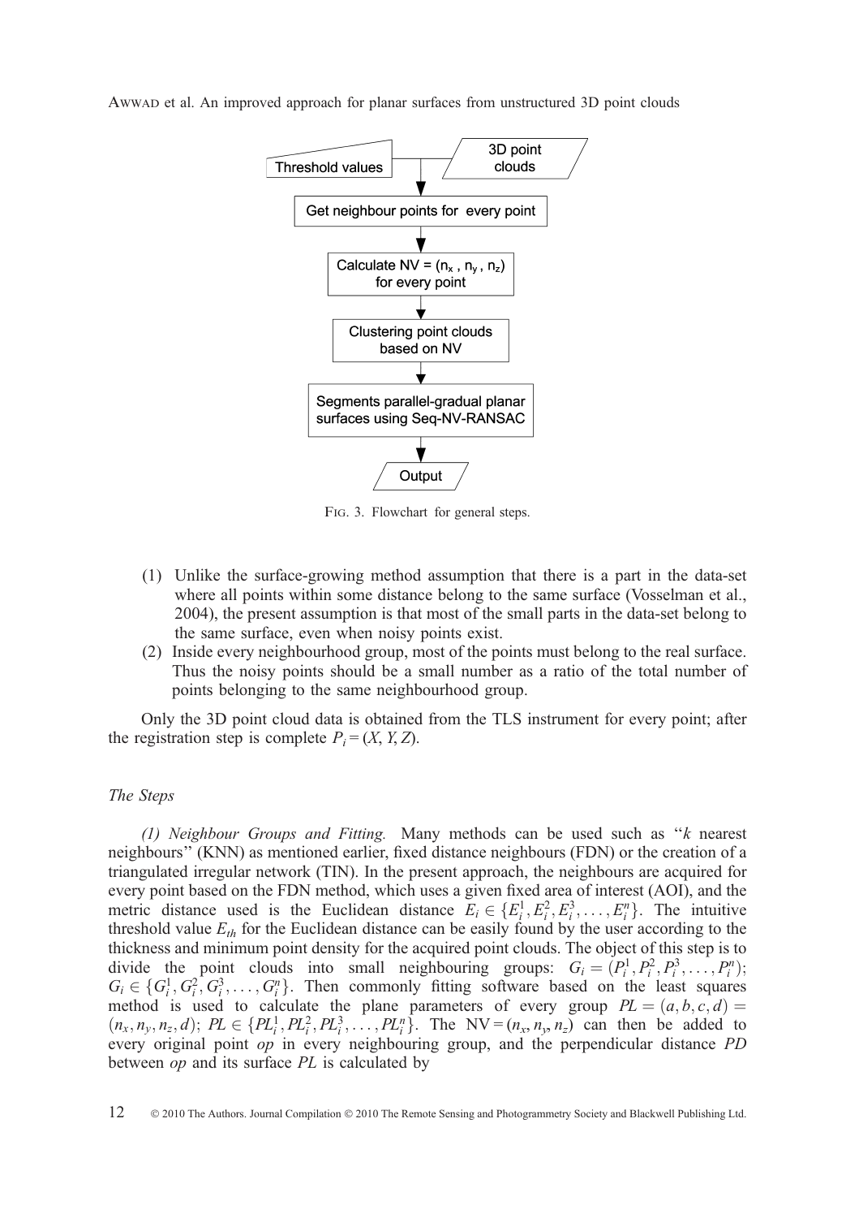FIG. 3. Flowchart for general steps.

(1) Unlike the surface-growing method assumption that there is a part in the data-set where all points within some distance belong to the same surface (Vosselman et al., 2004), the present assumption is that most of the small parts in the data-set belong to the same surface, even when noisy points exist.

(2) Inside every neighbourhood group, most of the points must belong to the real surface. Thus the noisy points should be a small number as a ratio of the total number of points belonging to the same neighbourhood group.

Only the 3D point cloud data is obtained from the TLS instrument for every point; after the registration step is complete $P_i = (X, Y, Z)$.

*The Steps*

*(1) Neighbour Groups and Fitting.* Many methods can be used such as "*k* nearest neighbours" (KNN) as mentioned earlier, fixed distance neighbours (FDN) or the creation of a triangulated irregular network (TIN). In the present approach, the neighbours are acquired for every point based on the FDN method, which uses a given fixed area of interest (AOI), and the metric distance used is the Euclidean distance $E_i \in \{E_i^1, E_i^2, E_i^3, \ldots, E_i^n\}$. The intuitive threshold value $E_{th}$ for the Euclidean distance can be easily found by the user according to the thickness and minimum point density for the acquired point clouds. The object of this step is to divide the point clouds into small neighbouring groups: $G_i = (P_i^1, P_i^2, P_i^3, \ldots, P_i^n)$; $G_i \in \{G_i^1, G_i^2, G_i^3, \ldots, G_i^n\}$. Then commonly fitting software based on the least squares method is used to calculate the plane parameters of every group $PL = (a, b, c, d) = (n_x, n_y, n_z, d)$; $PL \in \{PL_i^1, PL_i^2, PL_i^3, \ldots, PL_i^n\}$. The $\text{NV} = (n_x, n_y, n_z)$ can then be added to every original point *op* in every neighbouring group, and the perpendicular distance *PD* between *op* and its surface *PL* is calculated by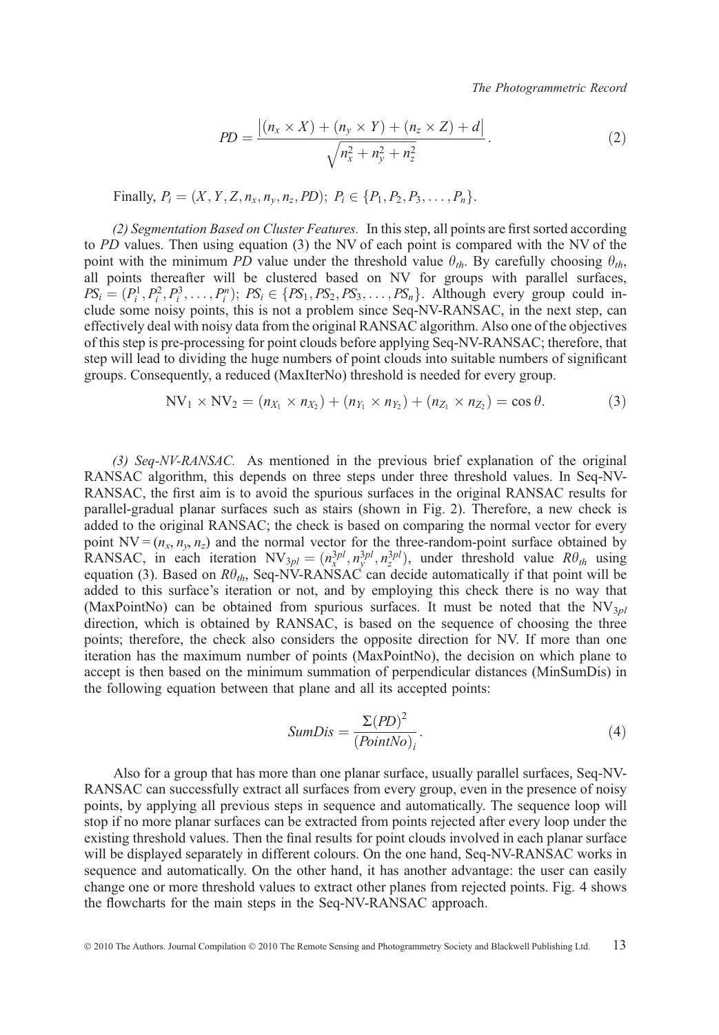$$PD = \frac{\left|(n_x \times X) + (n_y \times Y) + (n_z \times Z) + d\right|}{\sqrt{n_x^2 + n_y^2 + n_z^2}}. \tag{2}$$

Finally, $P_i = (X, Y, Z, n_x, n_y, n_z, PD);\ P_i \in \{P_1, P_2, P_3, \ldots, P_n\}$.

*(2) Segmentation Based on Cluster Features.* In this step, all points are first sorted according to *PD* values. Then using equation (3) the NV of each point is compared with the NV of the point with the minimum *PD* value under the threshold value $\theta_{th}$. By carefully choosing $\theta_{th}$, all points thereafter will be clustered based on NV for groups with parallel surfaces, $PS_i = (P_i^1, P_i^2, P_i^3, \ldots, P_i^n);\ PS_i \in \{PS_1, PS_2, PS_3, \ldots, PS_n\}$. Although every group could include some noisy points, this is not a problem since Seq-NV-RANSAC, in the next step, can effectively deal with noisy data from the original RANSAC algorithm. Also one of the objectives of this step is pre-processing for point clouds before applying Seq-NV-RANSAC; therefore, that step will lead to dividing the huge numbers of point clouds into suitable numbers of significant groups. Consequently, a reduced (MaxIterNo) threshold is needed for every group.

$$\mathrm{NV}_1 \times \mathrm{NV}_2 = (n_{X_1} \times n_{X_2}) + (n_{Y_1} \times n_{Y_2}) + (n_{Z_1} \times n_{Z_2}) = \cos\theta. \tag{3}$$

*(3) Seq-NV-RANSAC.* As mentioned in the previous brief explanation of the original RANSAC algorithm, this depends on three steps under three threshold values. In Seq-NV-RANSAC, the first aim is to avoid the spurious surfaces in the original RANSAC results for parallel-gradual planar surfaces such as stairs (shown in Fig. 2). Therefore, a new check is added to the original RANSAC; the check is based on comparing the normal vector for every point $\mathrm{NV} = (n_x, n_y, n_z)$ and the normal vector for the three-random-point surface obtained by RANSAC, in each iteration $\mathrm{NV}_{3pl} = (n_x^{3pl}, n_y^{3pl}, n_z^{3pl})$, under threshold value $R\theta_{th}$ using equation (3). Based on $R\theta_{th}$, Seq-NV-RANSAC can decide automatically if that point will be added to this surface's iteration or not, and by employing this check there is no way that (MaxPointNo) can be obtained from spurious surfaces. It must be noted that the $\mathrm{NV}_{3pl}$ direction, which is obtained by RANSAC, is based on the sequence of choosing the three points; therefore, the check also considers the opposite direction for NV. If more than one iteration has the maximum number of points (MaxPointNo), the decision on which plane to accept is then based on the minimum summation of perpendicular distances (MinSumDis) in the following equation between that plane and all its accepted points:

$$SumDis = \frac{\Sigma (PD)^2}{(PointNo)_i}. \tag{4}$$

Also for a group that has more than one planar surface, usually parallel surfaces, Seq-NV-RANSAC can successfully extract all surfaces from every group, even in the presence of noisy points, by applying all previous steps in sequence and automatically. The sequence loop will stop if no more planar surfaces can be extracted from points rejected after every loop under the existing threshold values. Then the final results for point clouds involved in each planar surface will be displayed separately in different colours. On the one hand, Seq-NV-RANSAC works in sequence and automatically. On the other hand, it has another advantage: the user can easily change one or more threshold values to extract other planes from rejected points. Fig. 4 shows the flowcharts for the main steps in the Seq-NV-RANSAC approach.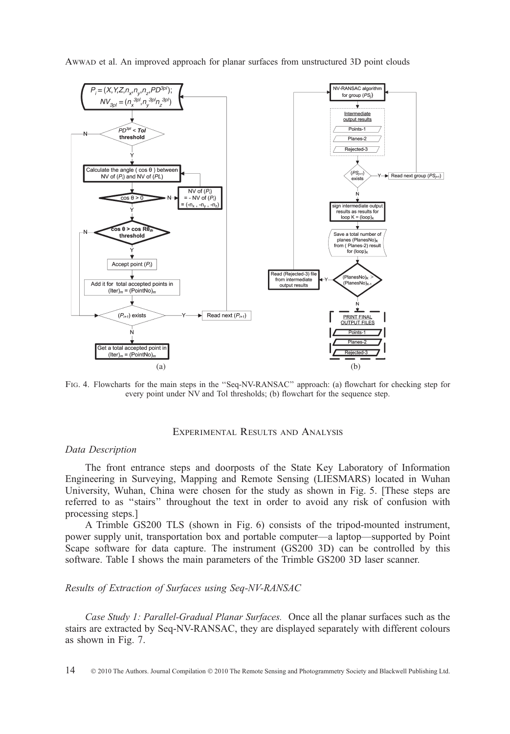Fig. 4. Flowcharts for the main steps in the "Seq-NV-RANSAC" approach: (a) flowchart for checking step for every point under NV and Tol thresholds; (b) flowchart for the sequence step.

## Experimental Results and Analysis

### *Data Description*

The front entrance steps and doorposts of the State Key Laboratory of Information Engineering in Surveying, Mapping and Remote Sensing (LIESMARS) located in Wuhan University, Wuhan, China were chosen for the study as shown in Fig. 5. [These steps are referred to as "stairs" throughout the text in order to avoid any risk of confusion with processing steps.]

A Trimble GS200 TLS (shown in Fig. 6) consists of the tripod-mounted instrument, power supply unit, transportation box and portable computer—a laptop—supported by Point Scape software for data capture. The instrument (GS200 3D) can be controlled by this software. Table I shows the main parameters of the Trimble GS200 3D laser scanner.

### *Results of Extraction of Surfaces using Seq-NV-RANSAC*

*Case Study 1: Parallel-Gradual Planar Surfaces.* Once all the planar surfaces such as the stairs are extracted by Seq-NV-RANSAC, they are displayed separately with different colours as shown in Fig. 7.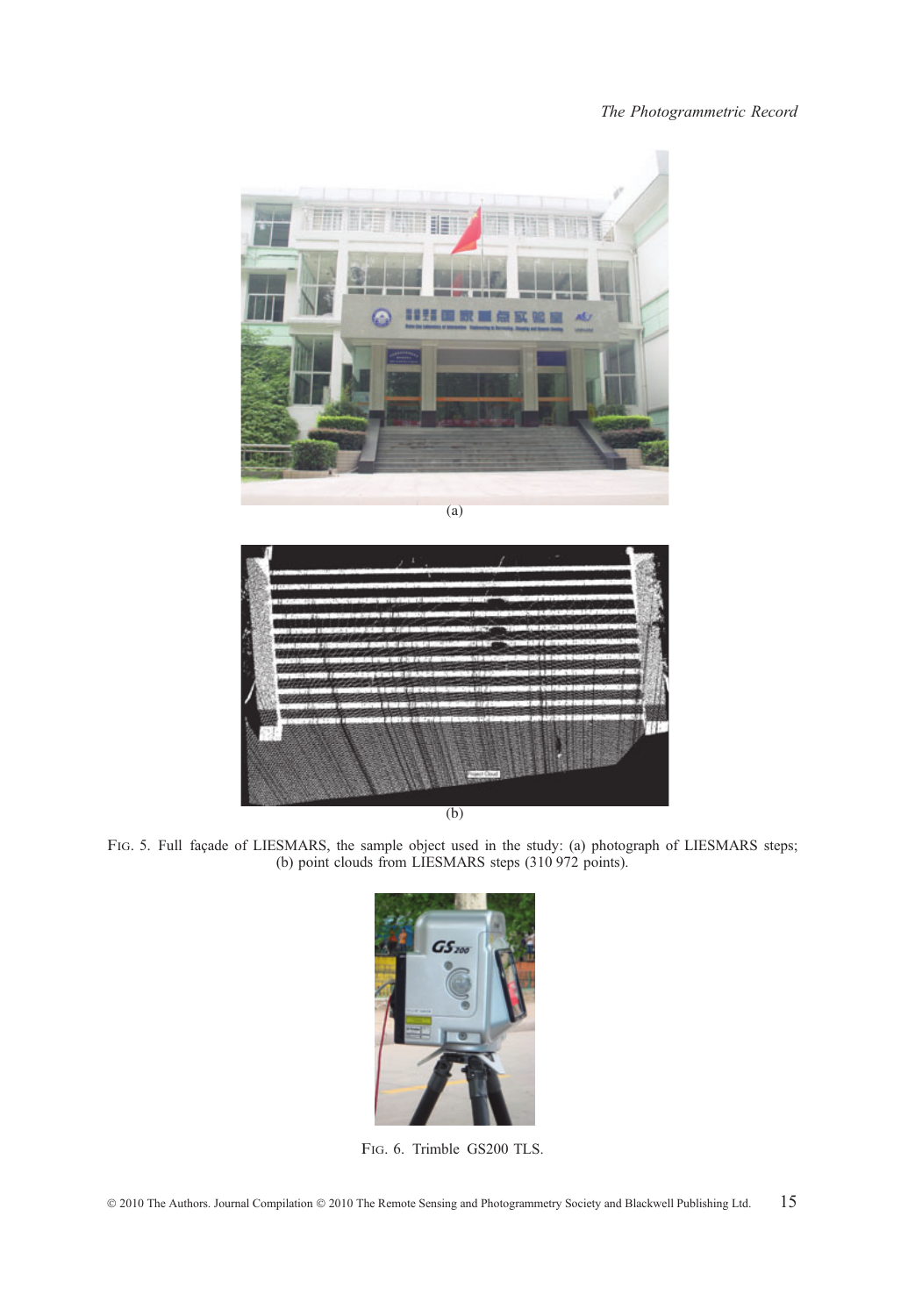(a)

(b)

Fig. 5. Full façade of LIESMARS, the sample object used in the study: (a) photograph of LIESMARS steps; (b) point clouds from LIESMARS steps (310 972 points).

Fig. 6. Trimble GS200 TLS.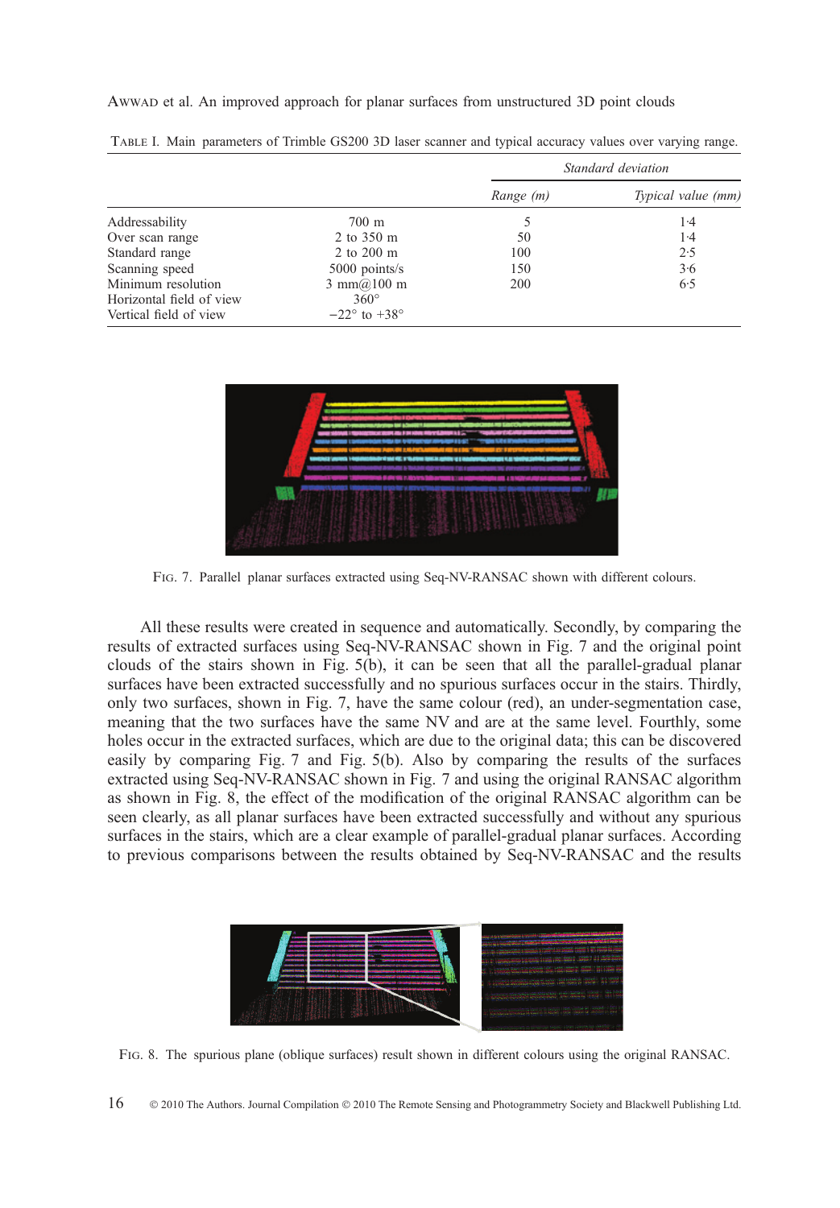Table I. Main parameters of Trimble GS200 3D laser scanner and typical accuracy values over varying range.

| | | Standard deviation | |
|---|---|---|---|
| | | *Range (m)* | *Typical value (mm)* |
| Addressability | 700 m | 5 | 1·4 |
| Over scan range | 2 to 350 m | 50 | 1·4 |
| Standard range | 2 to 200 m | 100 | 2·5 |
| Scanning speed | 5000 points/s | 150 | 3·6 |
| Minimum resolution | 3 mm@100 m | 200 | 6·5 |
| Horizontal field of view | 360° | | |
| Vertical field of view | −22° to +38° | | |

Fig. 7. Parallel planar surfaces extracted using Seq-NV-RANSAC shown with different colours.

All these results were created in sequence and automatically. Secondly, by comparing the results of extracted surfaces using Seq-NV-RANSAC shown in Fig. 7 and the original point clouds of the stairs shown in Fig. 5(b), it can be seen that all the parallel-gradual planar surfaces have been extracted successfully and no spurious surfaces occur in the stairs. Thirdly, only two surfaces, shown in Fig. 7, have the same colour (red), an under-segmentation case, meaning that the two surfaces have the same NV and are at the same level. Fourthly, some holes occur in the extracted surfaces, which are due to the original data; this can be discovered easily by comparing Fig. 7 and Fig. 5(b). Also by comparing the results of the surfaces extracted using Seq-NV-RANSAC shown in Fig. 7 and using the original RANSAC algorithm as shown in Fig. 8, the effect of the modification of the original RANSAC algorithm can be seen clearly, as all planar surfaces have been extracted successfully and without any spurious surfaces in the stairs, which are a clear example of parallel-gradual planar surfaces. According to previous comparisons between the results obtained by Seq-NV-RANSAC and the results

Fig. 8. The spurious plane (oblique surfaces) result shown in different colours using the original RANSAC.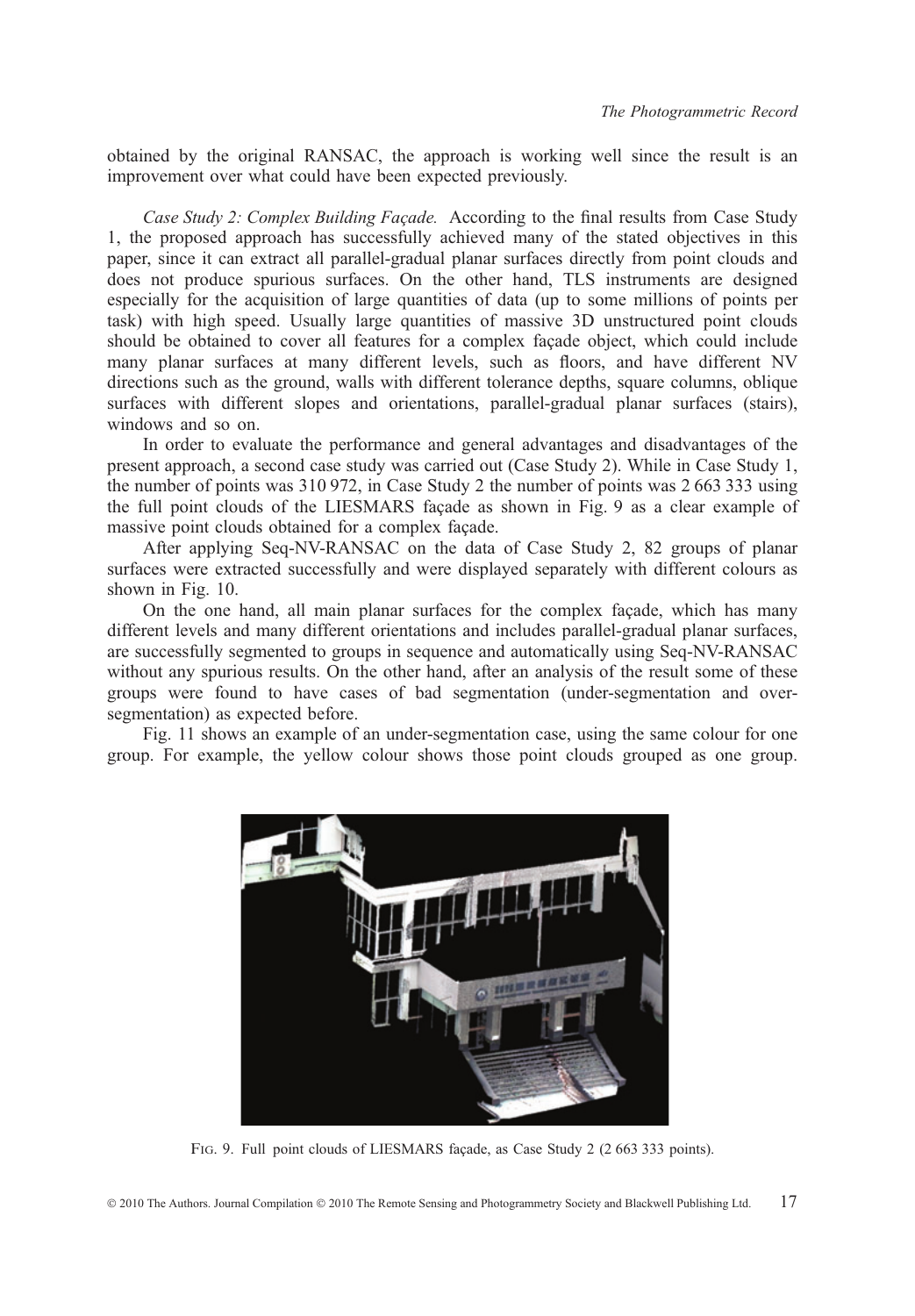obtained by the original RANSAC, the approach is working well since the result is an improvement over what could have been expected previously.

*Case Study 2: Complex Building Façade.* According to the final results from Case Study 1, the proposed approach has successfully achieved many of the stated objectives in this paper, since it can extract all parallel-gradual planar surfaces directly from point clouds and does not produce spurious surfaces. On the other hand, TLS instruments are designed especially for the acquisition of large quantities of data (up to some millions of points per task) with high speed. Usually large quantities of massive 3D unstructured point clouds should be obtained to cover all features for a complex façade object, which could include many planar surfaces at many different levels, such as floors, and have different NV directions such as the ground, walls with different tolerance depths, square columns, oblique surfaces with different slopes and orientations, parallel-gradual planar surfaces (stairs), windows and so on.

In order to evaluate the performance and general advantages and disadvantages of the present approach, a second case study was carried out (Case Study 2). While in Case Study 1, the number of points was 310 972, in Case Study 2 the number of points was 2 663 333 using the full point clouds of the LIESMARS façade as shown in Fig. 9 as a clear example of massive point clouds obtained for a complex façade.

After applying Seq-NV-RANSAC on the data of Case Study 2, 82 groups of planar surfaces were extracted successfully and were displayed separately with different colours as shown in Fig. 10.

On the one hand, all main planar surfaces for the complex façade, which has many different levels and many different orientations and includes parallel-gradual planar surfaces, are successfully segmented to groups in sequence and automatically using Seq-NV-RANSAC without any spurious results. On the other hand, after an analysis of the result some of these groups were found to have cases of bad segmentation (under-segmentation and over-segmentation) as expected before.

Fig. 11 shows an example of an under-segmentation case, using the same colour for one group. For example, the yellow colour shows those point clouds grouped as one group.

Fig. 9. Full point clouds of LIESMARS façade, as Case Study 2 (2 663 333 points).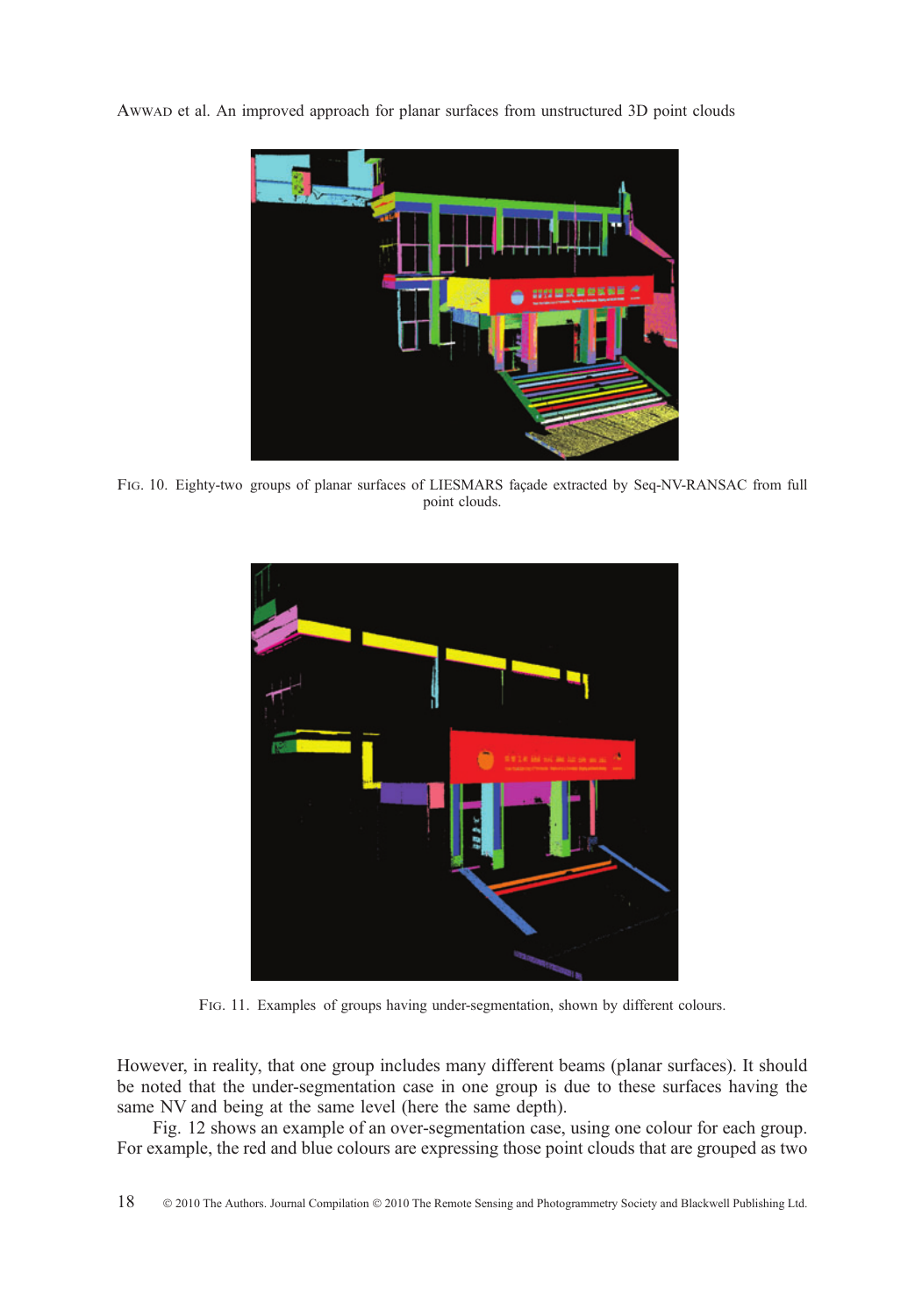Fig. 10. Eighty-two groups of planar surfaces of LIESMARS façade extracted by Seq-NV-RANSAC from full point clouds.

Fig. 11. Examples of groups having under-segmentation, shown by different colours.

However, in reality, that one group includes many different beams (planar surfaces). It should be noted that the under-segmentation case in one group is due to these surfaces having the same NV and being at the same level (here the same depth).

Fig. 12 shows an example of an over-segmentation case, using one colour for each group. For example, the red and blue colours are expressing those point clouds that are grouped as two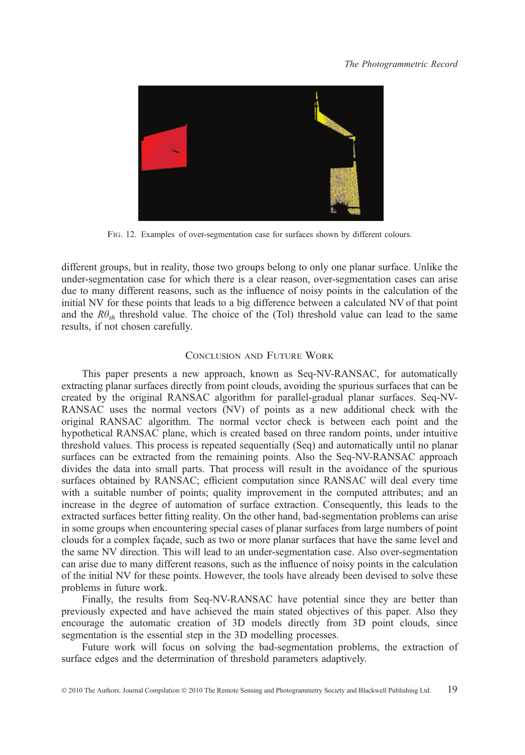Fig. 12. Examples of over-segmentation case for surfaces shown by different colours.

different groups, but in reality, those two groups belong to only one planar surface. Unlike the under-segmentation case for which there is a clear reason, over-segmentation cases can arise due to many different reasons, such as the influence of noisy points in the calculation of the initial NV for these points that leads to a big difference between a calculated NV of that point and the $R\theta_{th}$ threshold value. The choice of the (Tol) threshold value can lead to the same results, if not chosen carefully.

## Conclusion and Future Work

This paper presents a new approach, known as Seq-NV-RANSAC, for automatically extracting planar surfaces directly from point clouds, avoiding the spurious surfaces that can be created by the original RANSAC algorithm for parallel-gradual planar surfaces. Seq-NV-RANSAC uses the normal vectors (NV) of points as a new additional check with the original RANSAC algorithm. The normal vector check is between each point and the hypothetical RANSAC plane, which is created based on three random points, under intuitive threshold values. This process is repeated sequentially (Seq) and automatically until no planar surfaces can be extracted from the remaining points. Also the Seq-NV-RANSAC approach divides the data into small parts. That process will result in the avoidance of the spurious surfaces obtained by RANSAC; efficient computation since RANSAC will deal every time with a suitable number of points; quality improvement in the computed attributes; and an increase in the degree of automation of surface extraction. Consequently, this leads to the extracted surfaces better fitting reality. On the other hand, bad-segmentation problems can arise in some groups when encountering special cases of planar surfaces from large numbers of point clouds for a complex façade, such as two or more planar surfaces that have the same level and the same NV direction. This will lead to an under-segmentation case. Also over-segmentation can arise due to many different reasons, such as the influence of noisy points in the calculation of the initial NV for these points. However, the tools have already been devised to solve these problems in future work.

Finally, the results from Seq-NV-RANSAC have potential since they are better than previously expected and have achieved the main stated objectives of this paper. Also they encourage the automatic creation of 3D models directly from 3D point clouds, since segmentation is the essential step in the 3D modelling processes.

Future work will focus on solving the bad-segmentation problems, the extraction of surface edges and the determination of threshold parameters adaptively.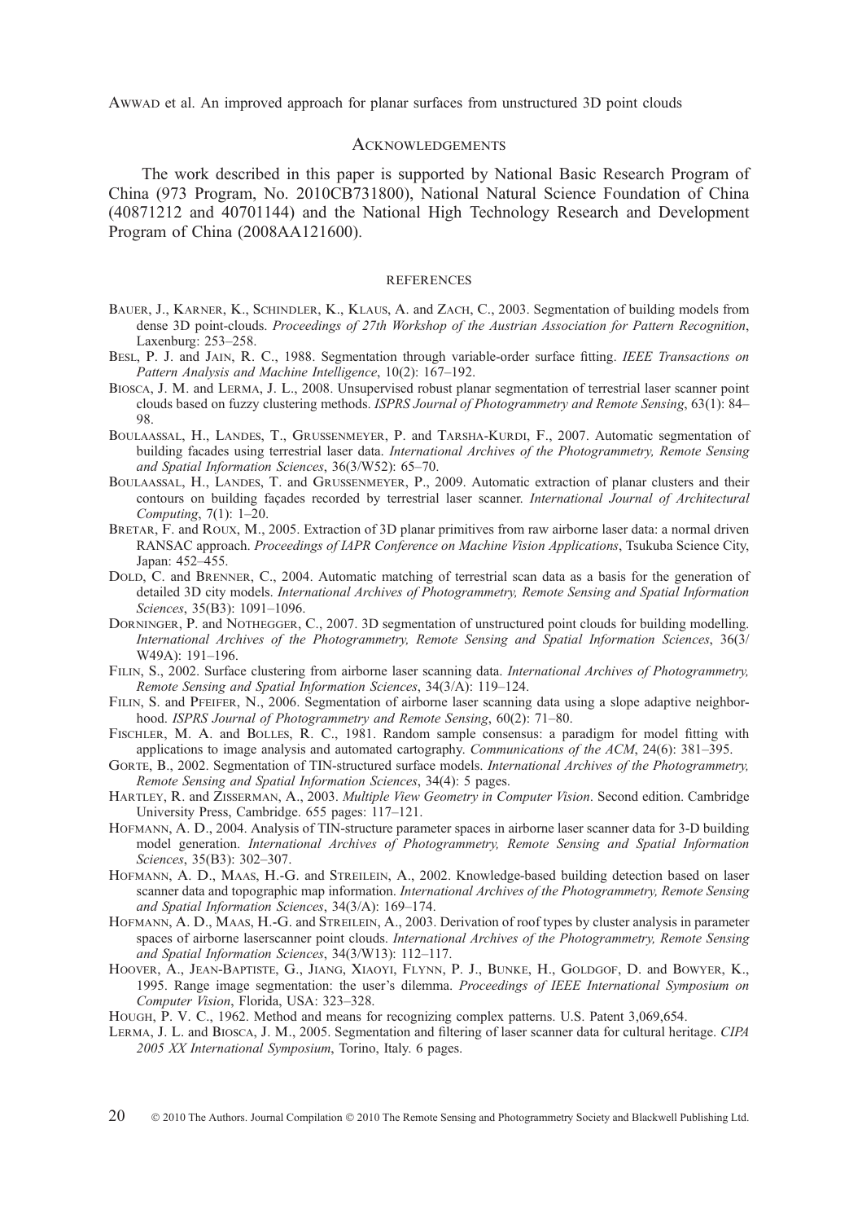## Acknowledgements

The work described in this paper is supported by National Basic Research Program of China (973 Program, No. 2010CB731800), National Natural Science Foundation of China (40871212 and 40701144) and the National High Technology Research and Development Program of China (2008AA121600).

## References

Bauer, J., Karner, K., Schindler, K., Klaus, A. and Zach, C., 2003. Segmentation of building models from dense 3D point-clouds. *Proceedings of 27th Workshop of the Austrian Association for Pattern Recognition*, Laxenburg: 253–258.

Besl, P. J. and Jain, R. C., 1988. Segmentation through variable-order surface fitting. *IEEE Transactions on Pattern Analysis and Machine Intelligence*, 10(2): 167–192.

Biosca, J. M. and Lerma, J. L., 2008. Unsupervised robust planar segmentation of terrestrial laser scanner point clouds based on fuzzy clustering methods. *ISPRS Journal of Photogrammetry and Remote Sensing*, 63(1): 84–98.

Boulaassal, H., Landes, T., Grussenmeyer, P. and Tarsha-Kurdi, F., 2007. Automatic segmentation of building facades using terrestrial laser data. *International Archives of the Photogrammetry, Remote Sensing and Spatial Information Sciences*, 36(3/W52): 65–70.

Boulaassal, H., Landes, T. and Grussenmeyer, P., 2009. Automatic extraction of planar clusters and their contours on building façades recorded by terrestrial laser scanner. *International Journal of Architectural Computing*, 7(1): 1–20.

Bretar, F. and Roux, M., 2005. Extraction of 3D planar primitives from raw airborne laser data: a normal driven RANSAC approach. *Proceedings of IAPR Conference on Machine Vision Applications*, Tsukuba Science City, Japan: 452–455.

Dold, C. and Brenner, C., 2004. Automatic matching of terrestrial scan data as a basis for the generation of detailed 3D city models. *International Archives of Photogrammetry, Remote Sensing and Spatial Information Sciences*, 35(B3): 1091–1096.

Dorninger, P. and Nothegger, C., 2007. 3D segmentation of unstructured point clouds for building modelling. *International Archives of the Photogrammetry, Remote Sensing and Spatial Information Sciences*, 36(3/W49A): 191–196.

Filin, S., 2002. Surface clustering from airborne laser scanning data. *International Archives of Photogrammetry, Remote Sensing and Spatial Information Sciences*, 34(3/A): 119–124.

Filin, S. and Pfeifer, N., 2006. Segmentation of airborne laser scanning data using a slope adaptive neighborhood. *ISPRS Journal of Photogrammetry and Remote Sensing*, 60(2): 71–80.

Fischler, M. A. and Bolles, R. C., 1981. Random sample consensus: a paradigm for model fitting with applications to image analysis and automated cartography. *Communications of the ACM*, 24(6): 381–395.

Gorte, B., 2002. Segmentation of TIN-structured surface models. *International Archives of the Photogrammetry, Remote Sensing and Spatial Information Sciences*, 34(4): 5 pages.

Hartley, R. and Zisserman, A., 2003. *Multiple View Geometry in Computer Vision*. Second edition. Cambridge University Press, Cambridge. 655 pages: 117–121.

Hofmann, A. D., 2004. Analysis of TIN-structure parameter spaces in airborne laser scanner data for 3-D building model generation. *International Archives of Photogrammetry, Remote Sensing and Spatial Information Sciences*, 35(B3): 302–307.

Hofmann, A. D., Maas, H.-G. and Streilein, A., 2002. Knowledge-based building detection based on laser scanner data and topographic map information. *International Archives of the Photogrammetry, Remote Sensing and Spatial Information Sciences*, 34(3/A): 169–174.

Hofmann, A. D., Maas, H.-G. and Streilein, A., 2003. Derivation of roof types by cluster analysis in parameter spaces of airborne laserscanner point clouds. *International Archives of the Photogrammetry, Remote Sensing and Spatial Information Sciences*, 34(3/W13): 112–117.

Hoover, A., Jean-Baptiste, G., Jiang, Xiaoyi, Flynn, P. J., Bunke, H., Goldgof, D. and Bowyer, K., 1995. Range image segmentation: the user's dilemma. *Proceedings of IEEE International Symposium on Computer Vision*, Florida, USA: 323–328.

Hough, P. V. C., 1962. Method and means for recognizing complex patterns. U.S. Patent 3,069,654.

Lerma, J. L. and Biosca, J. M., 2005. Segmentation and filtering of laser scanner data for cultural heritage. *CIPA 2005 XX International Symposium*, Torino, Italy. 6 pages.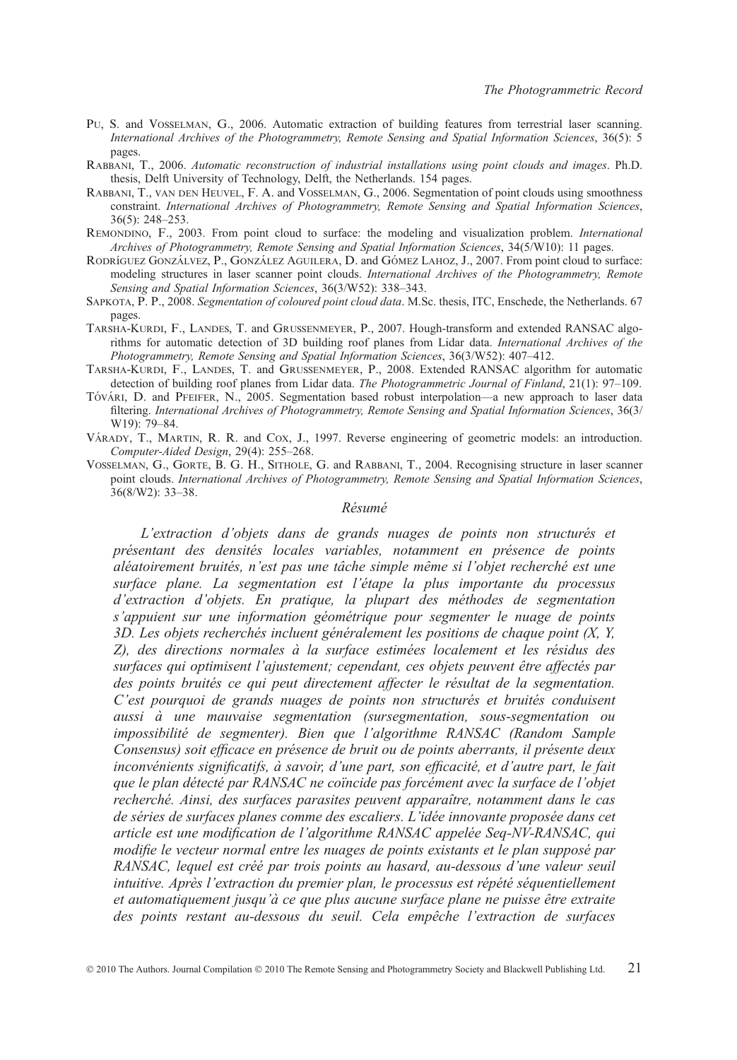Pu, S. and Vosselman, G., 2006. Automatic extraction of building features from terrestrial laser scanning. *International Archives of the Photogrammetry, Remote Sensing and Spatial Information Sciences*, 36(5): 5 pages.

Rabbani, T., 2006. *Automatic reconstruction of industrial installations using point clouds and images*. Ph.D. thesis, Delft University of Technology, Delft, the Netherlands. 154 pages.

Rabbani, T., van den Heuvel, F. A. and Vosselman, G., 2006. Segmentation of point clouds using smoothness constraint. *International Archives of Photogrammetry, Remote Sensing and Spatial Information Sciences*, 36(5): 248–253.

Remondino, F., 2003. From point cloud to surface: the modeling and visualization problem. *International Archives of Photogrammetry, Remote Sensing and Spatial Information Sciences*, 34(5/W10): 11 pages.

Rodríguez González, P., González Aguilera, D. and Gómez Lahoz, J., 2007. From point cloud to surface: modeling structures in laser scanner point clouds. *International Archives of the Photogrammetry, Remote Sensing and Spatial Information Sciences*, 36(3/W52): 338–343.

Sapkota, P. P., 2008. *Segmentation of coloured point cloud data*. M.Sc. thesis, ITC, Enschede, the Netherlands. 67 pages.

Tarsha-Kurdi, F., Landes, T. and Grussenmeyer, P., 2007. Hough-transform and extended RANSAC algorithms for automatic detection of 3D building roof planes from Lidar data. *International Archives of the Photogrammetry, Remote Sensing and Spatial Information Sciences*, 36(3/W52): 407–412.

Tarsha-Kurdi, F., Landes, T. and Grussenmeyer, P., 2008. Extended RANSAC algorithm for automatic detection of building roof planes from Lidar data. *The Photogrammetric Journal of Finland*, 21(1): 97–109.

Tóvári, D. and Pfeifer, N., 2005. Segmentation based robust interpolation—a new approach to laser data filtering. *International Archives of Photogrammetry, Remote Sensing and Spatial Information Sciences*, 36(3/W19): 79–84.

Várady, T., Martin, R. R. and Cox, J., 1997. Reverse engineering of geometric models: an introduction. *Computer-Aided Design*, 29(4): 255–268.

Vosselman, G., Gorte, B. G. H., Sithole, G. and Rabbani, T., 2004. Recognising structure in laser scanner point clouds. *International Archives of Photogrammetry, Remote Sensing and Spatial Information Sciences*, 36(8/W2): 33–38.

## *Résumé*

*L'extraction d'objets dans de grands nuages de points non structurés et présentant des densités locales variables, notamment en présence de points aléatoirement bruités, n'est pas une tâche simple même si l'objet recherché est une surface plane. La segmentation est l'étape la plus importante du processus d'extraction d'objets. En pratique, la plupart des méthodes de segmentation s'appuient sur une information géométrique pour segmenter le nuage de points 3D. Les objets recherchés incluent généralement les positions de chaque point (X, Y, Z), des directions normales à la surface estimées localement et les résidus des surfaces qui optimisent l'ajustement; cependant, ces objets peuvent être affectés par des points bruités ce qui peut directement affecter le résultat de la segmentation. C'est pourquoi de grands nuages de points non structurés et bruités conduisent aussi à une mauvaise segmentation (sursegmentation, sous-segmentation ou impossibilité de segmenter). Bien que l'algorithme RANSAC (Random Sample Consensus) soit efficace en présence de bruit ou de points aberrants, il présente deux inconvénients significatifs, à savoir, d'une part, son efficacité, et d'autre part, le fait que le plan détecté par RANSAC ne coïncide pas forcément avec la surface de l'objet recherché. Ainsi, des surfaces parasites peuvent apparaître, notamment dans le cas de séries de surfaces planes comme des escaliers. L'idée innovante proposée dans cet article est une modification de l'algorithme RANSAC appelée Seq-NV-RANSAC, qui modifie le vecteur normal entre les nuages de points existants et le plan supposé par RANSAC, lequel est créé par trois points au hasard, au-dessous d'une valeur seuil intuitive. Après l'extraction du premier plan, le processus est répété séquentiellement et automatiquement jusqu'à ce que plus aucune surface plane ne puisse être extraite des points restant au-dessous du seuil. Cela empêche l'extraction de surfaces*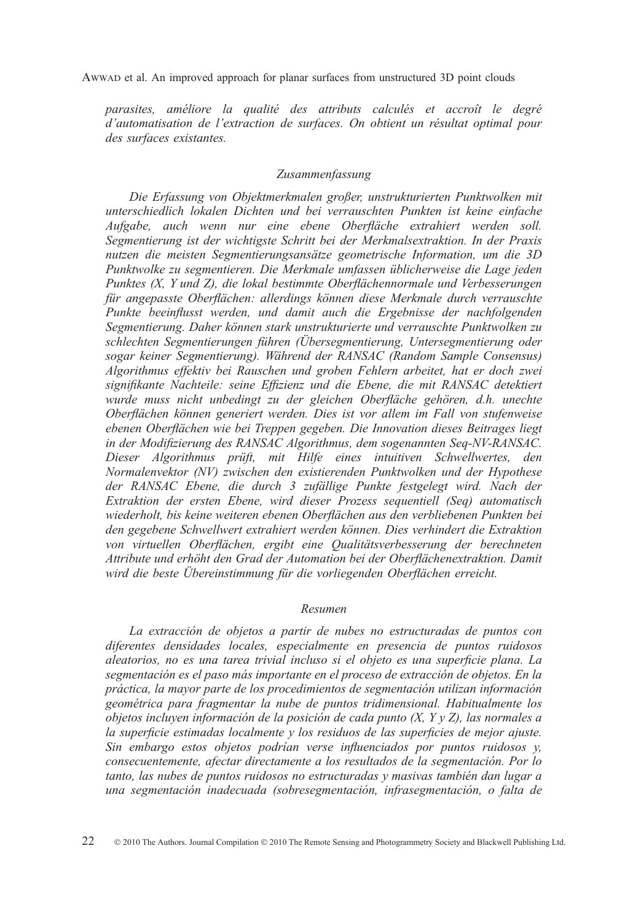*parasites, améliore la qualité des attributs calculés et accroît le degré d'automatisation de l'extraction de surfaces. On obtient un résultat optimal pour des surfaces existantes.*

### *Zusammenfassung*

*Die Erfassung von Objektmerkmalen großer, unstrukturierten Punktwolken mit unterschiedlich lokalen Dichten und bei verrauschten Punkten ist keine einfache Aufgabe, auch wenn nur eine ebene Oberfläche extrahiert werden soll. Segmentierung ist der wichtigste Schritt bei der Merkmalsextraktion. In der Praxis nutzen die meisten Segmentierungsansätze geometrische Information, um die 3D Punktwolke zu segmentieren. Die Merkmale umfassen üblicherweise die Lage jeden Punktes (X, Y und Z), die lokal bestimmte Oberflächennormale und Verbesserungen für angepasste Oberflächen: allerdings können diese Merkmale durch verrauschte Punkte beeinflusst werden, und damit auch die Ergebnisse der nachfolgenden Segmentierung. Daher können stark unstrukturierte und verrauschte Punktwolken zu schlechten Segmentierungen führen (Übersegmentierung, Untersegmentierung oder sogar keiner Segmentierung). Während der RANSAC (Random Sample Consensus) Algorithmus effektiv bei Rauschen und groben Fehlern arbeitet, hat er doch zwei signifikante Nachteile: seine Effizienz und die Ebene, die mit RANSAC detektiert wurde muss nicht unbedingt zu der gleichen Oberfläche gehören, d.h. unechte Oberflächen können generiert werden. Dies ist vor allem im Fall von stufenweise ebenen Oberflächen wie bei Treppen gegeben. Die Innovation dieses Beitrages liegt in der Modifizierung des RANSAC Algorithmus, dem sogenannten Seq-NV-RANSAC. Dieser Algorithmus prüft, mit Hilfe eines intuitiven Schwellwertes, den Normalenvektor (NV) zwischen den existierenden Punktwolken und der Hypothese der RANSAC Ebene, die durch 3 zufällige Punkte festgelegt wird. Nach der Extraktion der ersten Ebene, wird dieser Prozess sequentiell (Seq) automatisch wiederholt, bis keine weiteren ebenen Oberflächen aus den verbliebenen Punkten bei den gegebene Schwellwert extrahiert werden können. Dies verhindert die Extraktion von virtuellen Oberflächen, ergibt eine Qualitätsverbesserung der berechneten Attribute und erhöht den Grad der Automation bei der Oberflächenextraktion. Damit wird die beste Übereinstimmung für die vorliegenden Oberflächen erreicht.*

### *Resumen*

*La extracción de objetos a partir de nubes no estructuradas de puntos con diferentes densidades locales, especialmente en presencia de puntos ruidosos aleatorios, no es una tarea trivial incluso si el objeto es una superficie plana. La segmentación es el paso más importante en el proceso de extracción de objetos. En la práctica, la mayor parte de los procedimientos de segmentación utilizan información geométrica para fragmentar la nube de puntos tridimensional. Habitualmente los objetos incluyen información de la posición de cada punto (X, Y y Z), las normales a la superficie estimadas localmente y los residuos de las superficies de mejor ajuste. Sin embargo estos objetos podrían verse influenciados por puntos ruidosos y, consecuentemente, afectar directamente a los resultados de la segmentación. Por lo tanto, las nubes de puntos ruidosos no estructuradas y masivas también dan lugar a una segmentación inadecuada (sobresegmentación, infrasegmentación, o falta de*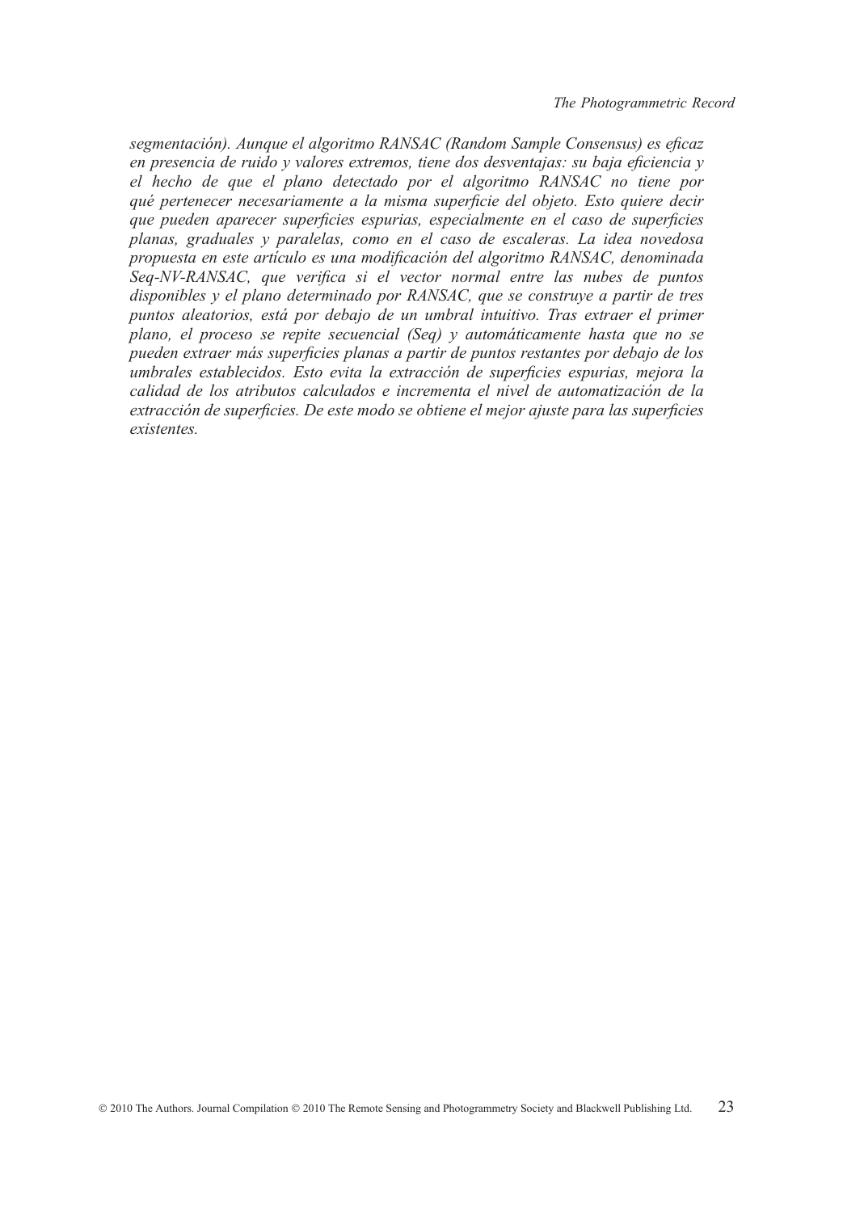*segmentación). Aunque el algoritmo RANSAC (Random Sample Consensus) es eficaz en presencia de ruido y valores extremos, tiene dos desventajas: su baja eficiencia y el hecho de que el plano detectado por el algoritmo RANSAC no tiene por qué pertenecer necesariamente a la misma superficie del objeto. Esto quiere decir que pueden aparecer superficies espurias, especialmente en el caso de superficies planas, graduales y paralelas, como en el caso de escaleras. La idea novedosa propuesta en este artículo es una modificación del algoritmo RANSAC, denominada Seq-NV-RANSAC, que verifica si el vector normal entre las nubes de puntos disponibles y el plano determinado por RANSAC, que se construye a partir de tres puntos aleatorios, está por debajo de un umbral intuitivo. Tras extraer el primer plano, el proceso se repite secuencial (Seq) y automáticamente hasta que no se pueden extraer más superficies planas a partir de puntos restantes por debajo de los umbrales establecidos. Esto evita la extracción de superficies espurias, mejora la calidad de los atributos calculados e incrementa el nivel de automatización de la extracción de superficies. De este modo se obtiene el mejor ajuste para las superficies existentes.*